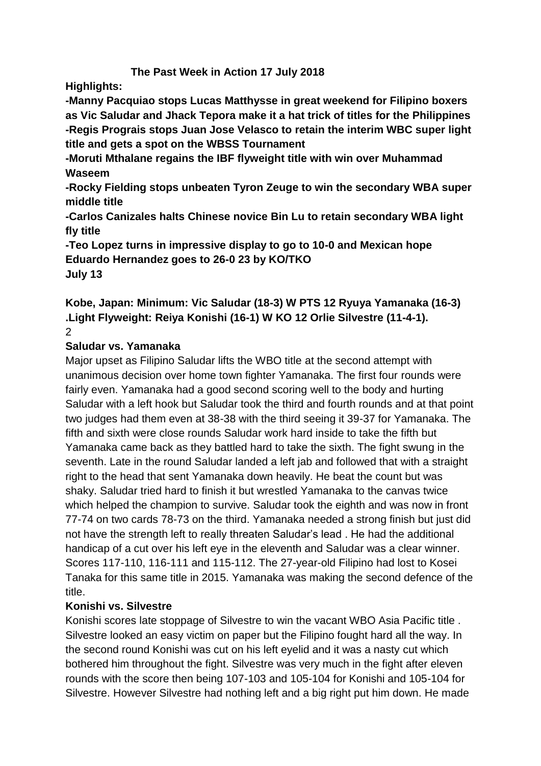## The Past Week in Action 17 July 2018

**Highlights:**

**-Manny Pacquiao stops Lucas Matthysse in great weekend for Filipino boxers as Vic Saludar and Jhack Tepora make it a hat trick of titles for the Philippines**
**-Regis Prograis stops Juan Jose Velasco to retain the interim WBC super light title and gets a spot on the WBSS Tournament**
**-Moruti Mthalane regains the IBF flyweight title with win over Muhammad Waseem**
**-Rocky Fielding stops unbeaten Tyron Zeuge to win the secondary WBA super middle title**
**-Carlos Canizales halts Chinese novice Bin Lu to retain secondary WBA light fly title**
**-Teo Lopez turns in impressive display to go to 10-0 and Mexican hope Eduardo Hernandez goes to 26-0 23 by KO/TKO**

**July 13**

**Kobe, Japan: Minimum: Vic Saludar (18-3) W PTS 12 Ryuya Yamanaka (16-3) .Light Flyweight: Reiya Konishi (16-1) W KO 12 Orlie Silvestre (11-4-1).**
2

**Saludar vs. Yamanaka**

Major upset as Filipino Saludar lifts the WBO title at the second attempt with unanimous decision over home town fighter Yamanaka. The first four rounds were fairly even. Yamanaka had a good second scoring well to the body and hurting Saludar with a left hook but Saludar took the third and fourth rounds and at that point two judges had them even at 38-38 with the third seeing it 39-37 for Yamanaka. The fifth and sixth were close rounds Saludar work hard inside to take the fifth but Yamanaka came back as they battled hard to take the sixth. The fight swung in the seventh. Late in the round Saludar landed a left jab and followed that with a straight right to the head that sent Yamanaka down heavily. He beat the count but was shaky. Saludar tried hard to finish it but wrestled Yamanaka to the canvas twice which helped the champion to survive. Saludar took the eighth and was now in front 77-74 on two cards 78-73 on the third. Yamanaka needed a strong finish but just did not have the strength left to really threaten Saludar's lead . He had the additional handicap of a cut over his left eye in the eleventh and Saludar was a clear winner. Scores 117-110, 116-111 and 115-112. The 27-year-old Filipino had lost to Kosei Tanaka for this same title in 2015. Yamanaka was making the second defence of the title.

**Konishi vs. Silvestre**

Konishi scores late stoppage of Silvestre to win the vacant WBO Asia Pacific title . Silvestre looked an easy victim on paper but the Filipino fought hard all the way. In the second round Konishi was cut on his left eyelid and it was a nasty cut which bothered him throughout the fight. Silvestre was very much in the fight after eleven rounds with the score then being 107-103 and 105-104 for Konishi and 105-104 for Silvestre. However Silvestre had nothing left and a big right put him down. He made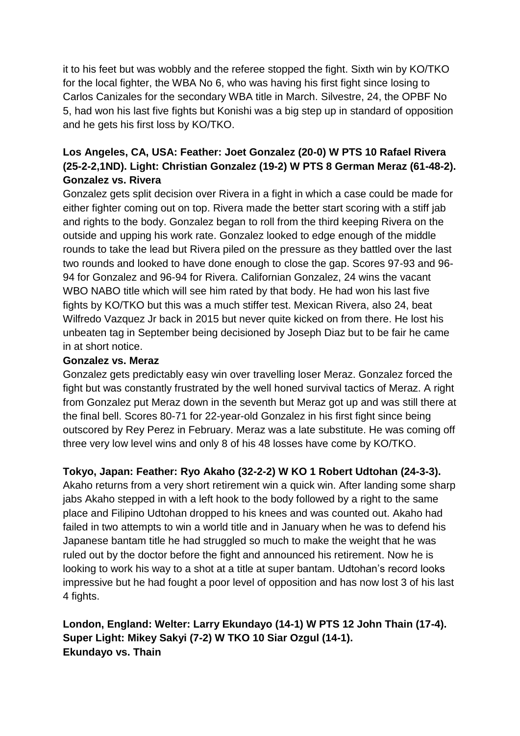it to his feet but was wobbly and the referee stopped the fight. Sixth win by KO/TKO for the local fighter, the WBA No 6, who was having his first fight since losing to Carlos Canizales for the secondary WBA title in March. Silvestre, 24, the OPBF No 5, had won his last five fights but Konishi was a big step up in standard of opposition and he gets his first loss by KO/TKO.

**Los Angeles, CA, USA: Feather: Joet Gonzalez (20-0) W PTS 10 Rafael Rivera (25-2-2,1ND). Light: Christian Gonzalez (19-2) W PTS 8 German Meraz (61-48-2).**
**Gonzalez vs. Rivera**

Gonzalez gets split decision over Rivera in a fight in which a case could be made for either fighter coming out on top. Rivera made the better start scoring with a stiff jab and rights to the body. Gonzalez began to roll from the third keeping Rivera on the outside and upping his work rate. Gonzalez looked to edge enough of the middle rounds to take the lead but Rivera piled on the pressure as they battled over the last two rounds and looked to have done enough to close the gap. Scores 97-93 and 96-94 for Gonzalez and 96-94 for Rivera. Californian Gonzalez, 24 wins the vacant WBO NABO title which will see him rated by that body. He had won his last five fights by KO/TKO but this was a much stiffer test. Mexican Rivera, also 24, beat Wilfredo Vazquez Jr back in 2015 but never quite kicked on from there. He lost his unbeaten tag in September being decisioned by Joseph Diaz but to be fair he came in at short notice.

**Gonzalez vs. Meraz**

Gonzalez gets predictably easy win over travelling loser Meraz. Gonzalez forced the fight but was constantly frustrated by the well honed survival tactics of Meraz. A right from Gonzalez put Meraz down in the seventh but Meraz got up and was still there at the final bell. Scores 80-71 for 22-year-old Gonzalez in his first fight since being outscored by Rey Perez in February. Meraz was a late substitute. He was coming off three very low level wins and only 8 of his 48 losses have come by KO/TKO.

**Tokyo, Japan: Feather: Ryo Akaho (32-2-2) W KO 1 Robert Udtohan (24-3-3).**

Akaho returns from a very short retirement win a quick win. After landing some sharp jabs Akaho stepped in with a left hook to the body followed by a right to the same place and Filipino Udtohan dropped to his knees and was counted out. Akaho had failed in two attempts to win a world title and in January when he was to defend his Japanese bantam title he had struggled so much to make the weight that he was ruled out by the doctor before the fight and announced his retirement. Now he is looking to work his way to a shot at a title at super bantam. Udtohan's record looks impressive but he had fought a poor level of opposition and has now lost 3 of his last 4 fights.

**London, England: Welter: Larry Ekundayo (14-1) W PTS 12 John Thain (17-4). Super Light: Mikey Sakyi (7-2) W TKO 10 Siar Ozgul (14-1).**
**Ekundayo vs. Thain**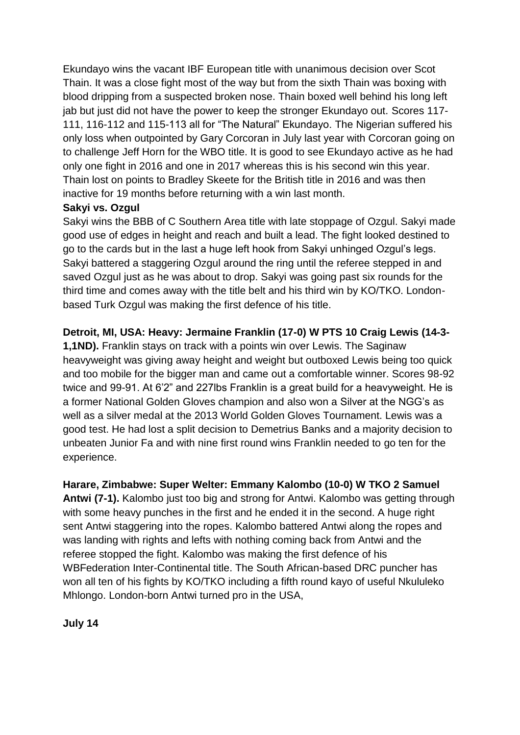Ekundayo wins the vacant IBF European title with unanimous decision over Scot Thain. It was a close fight most of the way but from the sixth Thain was boxing with blood dripping from a suspected broken nose. Thain boxed well behind his long left jab but just did not have the power to keep the stronger Ekundayo out. Scores 117-111, 116-112 and 115-113 all for "The Natural" Ekundayo. The Nigerian suffered his only loss when outpointed by Gary Corcoran in July last year with Corcoran going on to challenge Jeff Horn for the WBO title. It is good to see Ekundayo active as he had only one fight in 2016 and one in 2017 whereas this is his second win this year. Thain lost on points to Bradley Skeete for the British title in 2016 and was then inactive for 19 months before returning with a win last month.

**Sakyi vs. Ozgul**

Sakyi wins the BBB of C Southern Area title with late stoppage of Ozgul. Sakyi made good use of edges in height and reach and built a lead. The fight looked destined to go to the cards but in the last a huge left hook from Sakyi unhinged Ozgul's legs. Sakyi battered a staggering Ozgul around the ring until the referee stepped in and saved Ozgul just as he was about to drop. Sakyi was going past six rounds for the third time and comes away with the title belt and his third win by KO/TKO. London-based Turk Ozgul was making the first defence of his title.

**Detroit, MI, USA: Heavy: Jermaine Franklin (17-0) W PTS 10 Craig Lewis (14-3-1,1ND).** Franklin stays on track with a points win over Lewis. The Saginaw heavyweight was giving away height and weight but outboxed Lewis being too quick and too mobile for the bigger man and came out a comfortable winner. Scores 98-92 twice and 99-91. At 6'2" and 227lbs Franklin is a great build for a heavyweight. He is a former National Golden Gloves champion and also won a Silver at the NGG's as well as a silver medal at the 2013 World Golden Gloves Tournament. Lewis was a good test. He had lost a split decision to Demetrius Banks and a majority decision to unbeaten Junior Fa and with nine first round wins Franklin needed to go ten for the experience.

**Harare, Zimbabwe: Super Welter: Emmany Kalombo (10-0) W TKO 2 Samuel Antwi (7-1).** Kalombo just too big and strong for Antwi. Kalombo was getting through with some heavy punches in the first and he ended it in the second. A huge right sent Antwi staggering into the ropes. Kalombo battered Antwi along the ropes and was landing with rights and lefts with nothing coming back from Antwi and the referee stopped the fight. Kalombo was making the first defence of his WBFederation Inter-Continental title. The South African-based DRC puncher has won all ten of his fights by KO/TKO including a fifth round kayo of useful Nkululeko Mhlongo. London-born Antwi turned pro in the USA,

**July 14**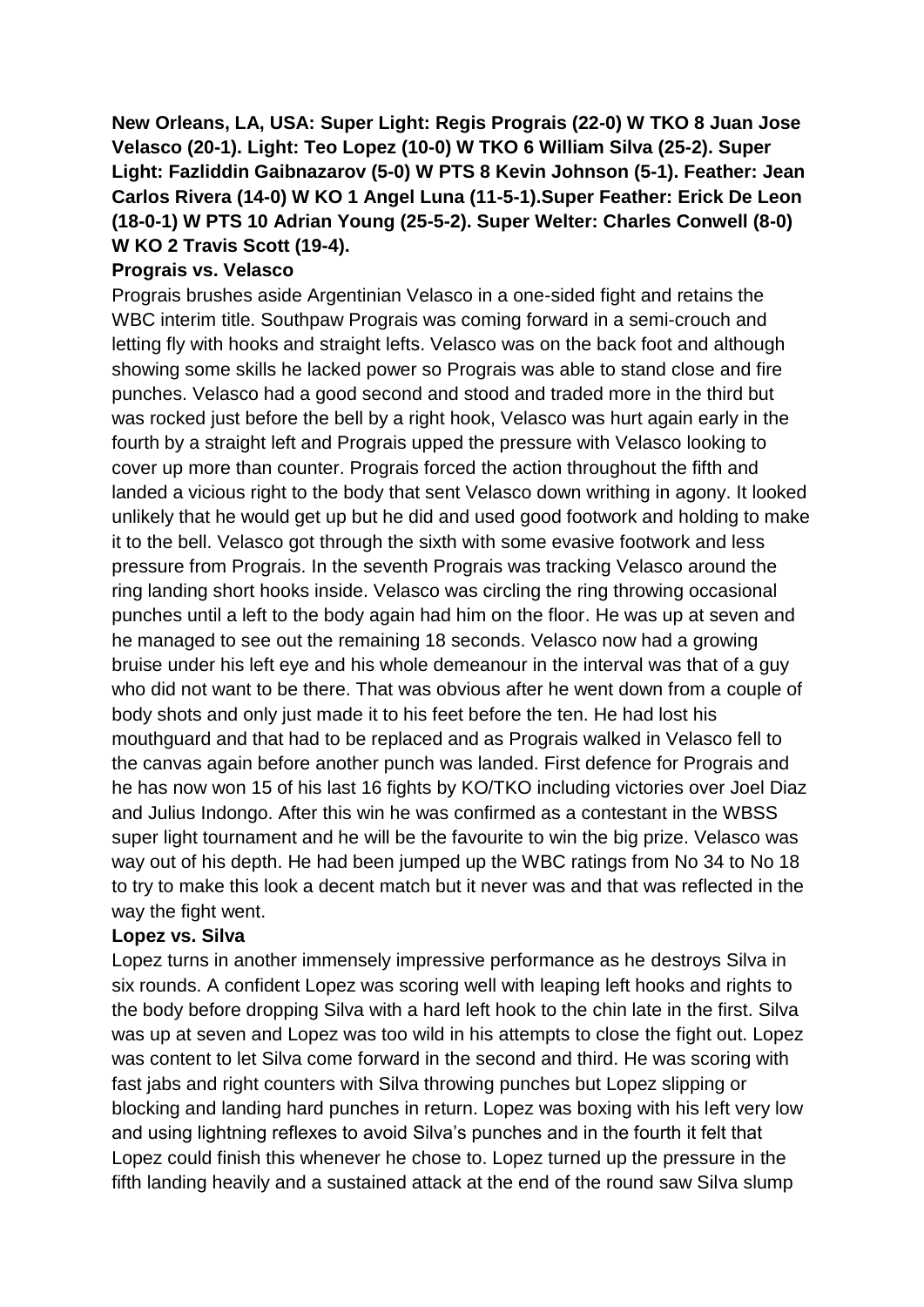**New Orleans, LA, USA: Super Light: Regis Prograis (22-0) W TKO 8 Juan Jose Velasco (20-1). Light: Teo Lopez (10-0) W TKO 6 William Silva (25-2). Super Light: Fazliddin Gaibnazarov (5-0) W PTS 8 Kevin Johnson (5-1). Feather: Jean Carlos Rivera (14-0) W KO 1 Angel Luna (11-5-1).Super Feather: Erick De Leon (18-0-1) W PTS 10 Adrian Young (25-5-2). Super Welter: Charles Conwell (8-0) W KO 2 Travis Scott (19-4).**

**Prograis vs. Velasco**

Prograis brushes aside Argentinian Velasco in a one-sided fight and retains the WBC interim title. Southpaw Prograis was coming forward in a semi-crouch and letting fly with hooks and straight lefts. Velasco was on the back foot and although showing some skills he lacked power so Prograis was able to stand close and fire punches. Velasco had a good second and stood and traded more in the third but was rocked just before the bell by a right hook, Velasco was hurt again early in the fourth by a straight left and Prograis upped the pressure with Velasco looking to cover up more than counter. Prograis forced the action throughout the fifth and landed a vicious right to the body that sent Velasco down writhing in agony. It looked unlikely that he would get up but he did and used good footwork and holding to make it to the bell. Velasco got through the sixth with some evasive footwork and less pressure from Prograis. In the seventh Prograis was tracking Velasco around the ring landing short hooks inside. Velasco was circling the ring throwing occasional punches until a left to the body again had him on the floor. He was up at seven and he managed to see out the remaining 18 seconds. Velasco now had a growing bruise under his left eye and his whole demeanour in the interval was that of a guy who did not want to be there. That was obvious after he went down from a couple of body shots and only just made it to his feet before the ten. He had lost his mouthguard and that had to be replaced and as Prograis walked in Velasco fell to the canvas again before another punch was landed. First defence for Prograis and he has now won 15 of his last 16 fights by KO/TKO including victories over Joel Diaz and Julius Indongo. After this win he was confirmed as a contestant in the WBSS super light tournament and he will be the favourite to win the big prize. Velasco was way out of his depth. He had been jumped up the WBC ratings from No 34 to No 18 to try to make this look a decent match but it never was and that was reflected in the way the fight went.

**Lopez vs. Silva**

Lopez turns in another immensely impressive performance as he destroys Silva in six rounds. A confident Lopez was scoring well with leaping left hooks and rights to the body before dropping Silva with a hard left hook to the chin late in the first. Silva was up at seven and Lopez was too wild in his attempts to close the fight out. Lopez was content to let Silva come forward in the second and third. He was scoring with fast jabs and right counters with Silva throwing punches but Lopez slipping or blocking and landing hard punches in return. Lopez was boxing with his left very low and using lightning reflexes to avoid Silva's punches and in the fourth it felt that Lopez could finish this whenever he chose to. Lopez turned up the pressure in the fifth landing heavily and a sustained attack at the end of the round saw Silva slump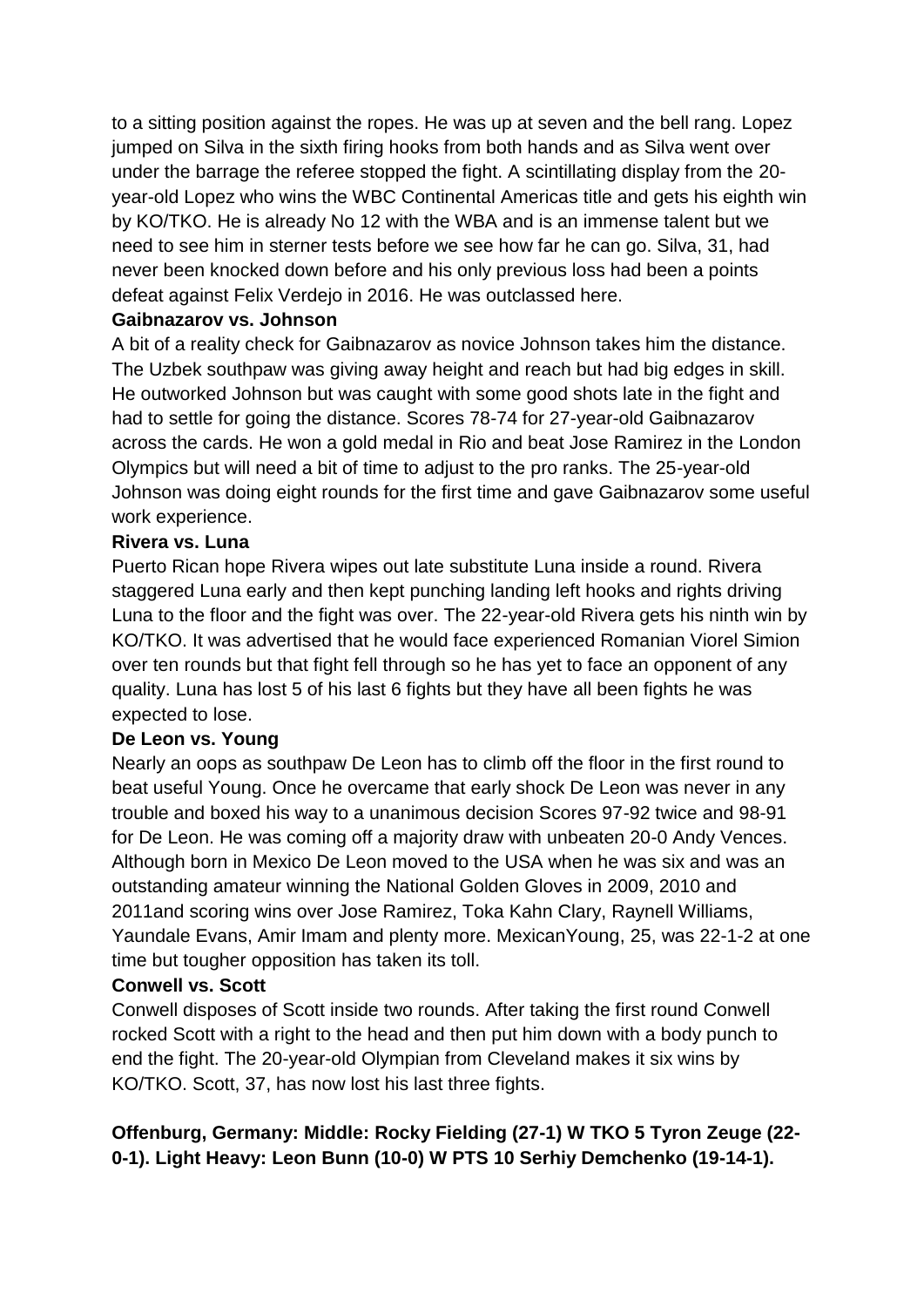to a sitting position against the ropes. He was up at seven and the bell rang. Lopez jumped on Silva in the sixth firing hooks from both hands and as Silva went over under the barrage the referee stopped the fight. A scintillating display from the 20-year-old Lopez who wins the WBC Continental Americas title and gets his eighth win by KO/TKO. He is already No 12 with the WBA and is an immense talent but we need to see him in sterner tests before we see how far he can go. Silva, 31, had never been knocked down before and his only previous loss had been a points defeat against Felix Verdejo in 2016. He was outclassed here.

**Gaibnazarov vs. Johnson**

A bit of a reality check for Gaibnazarov as novice Johnson takes him the distance. The Uzbek southpaw was giving away height and reach but had big edges in skill. He outworked Johnson but was caught with some good shots late in the fight and had to settle for going the distance. Scores 78-74 for 27-year-old Gaibnazarov across the cards. He won a gold medal in Rio and beat Jose Ramirez in the London Olympics but will need a bit of time to adjust to the pro ranks. The 25-year-old Johnson was doing eight rounds for the first time and gave Gaibnazarov some useful work experience.

**Rivera vs. Luna**

Puerto Rican hope Rivera wipes out late substitute Luna inside a round. Rivera staggered Luna early and then kept punching landing left hooks and rights driving Luna to the floor and the fight was over. The 22-year-old Rivera gets his ninth win by KO/TKO. It was advertised that he would face experienced Romanian Viorel Simion over ten rounds but that fight fell through so he has yet to face an opponent of any quality. Luna has lost 5 of his last 6 fights but they have all been fights he was expected to lose.

**De Leon vs. Young**

Nearly an oops as southpaw De Leon has to climb off the floor in the first round to beat useful Young. Once he overcame that early shock De Leon was never in any trouble and boxed his way to a unanimous decision Scores 97-92 twice and 98-91 for De Leon. He was coming off a majority draw with unbeaten 20-0 Andy Vences. Although born in Mexico De Leon moved to the USA when he was six and was an outstanding amateur winning the National Golden Gloves in 2009, 2010 and 2011and scoring wins over Jose Ramirez, Toka Kahn Clary, Raynell Williams, Yaundale Evans, Amir Imam and plenty more. MexicanYoung, 25, was 22-1-2 at one time but tougher opposition has taken its toll.

**Conwell vs. Scott**

Conwell disposes of Scott inside two rounds. After taking the first round Conwell rocked Scott with a right to the head and then put him down with a body punch to end the fight. The 20-year-old Olympian from Cleveland makes it six wins by KO/TKO. Scott, 37, has now lost his last three fights.

**Offenburg, Germany: Middle: Rocky Fielding (27-1) W TKO 5 Tyron Zeuge (22-0-1). Light Heavy: Leon Bunn (10-0) W PTS 10 Serhiy Demchenko (19-14-1).**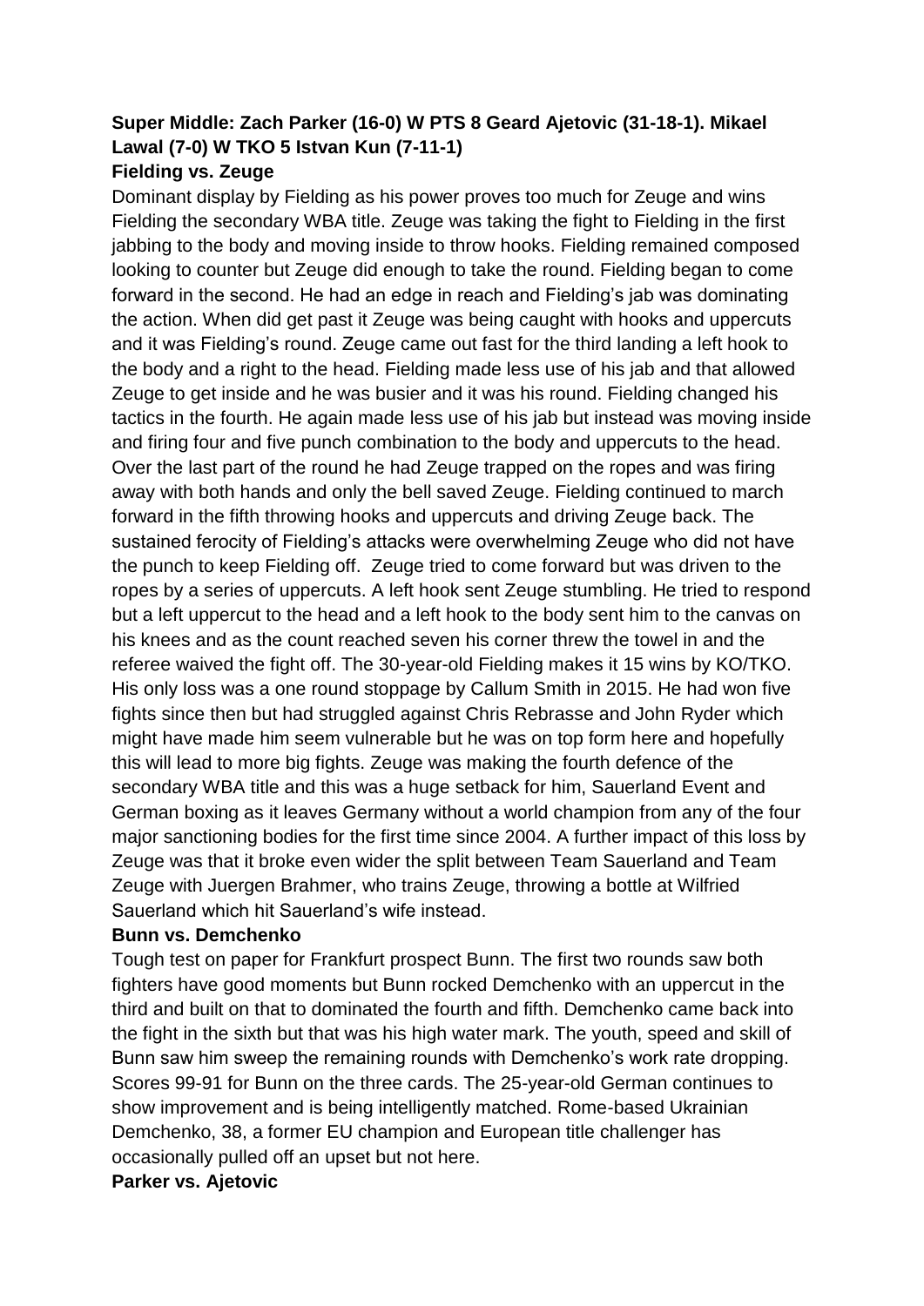**Super Middle: Zach Parker (16-0) W PTS 8 Geard Ajetovic (31-18-1). Mikael Lawal (7-0) W TKO 5 Istvan Kun (7-11-1)**

**Fielding vs. Zeuge**

Dominant display by Fielding as his power proves too much for Zeuge and wins Fielding the secondary WBA title. Zeuge was taking the fight to Fielding in the first jabbing to the body and moving inside to throw hooks. Fielding remained composed looking to counter but Zeuge did enough to take the round. Fielding began to come forward in the second. He had an edge in reach and Fielding's jab was dominating the action. When did get past it Zeuge was being caught with hooks and uppercuts and it was Fielding's round. Zeuge came out fast for the third landing a left hook to the body and a right to the head. Fielding made less use of his jab and that allowed Zeuge to get inside and he was busier and it was his round. Fielding changed his tactics in the fourth. He again made less use of his jab but instead was moving inside and firing four and five punch combination to the body and uppercuts to the head. Over the last part of the round he had Zeuge trapped on the ropes and was firing away with both hands and only the bell saved Zeuge. Fielding continued to march forward in the fifth throwing hooks and uppercuts and driving Zeuge back. The sustained ferocity of Fielding's attacks were overwhelming Zeuge who did not have the punch to keep Fielding off. Zeuge tried to come forward but was driven to the ropes by a series of uppercuts. A left hook sent Zeuge stumbling. He tried to respond but a left uppercut to the head and a left hook to the body sent him to the canvas on his knees and as the count reached seven his corner threw the towel in and the referee waived the fight off. The 30-year-old Fielding makes it 15 wins by KO/TKO. His only loss was a one round stoppage by Callum Smith in 2015. He had won five fights since then but had struggled against Chris Rebrasse and John Ryder which might have made him seem vulnerable but he was on top form here and hopefully this will lead to more big fights. Zeuge was making the fourth defence of the secondary WBA title and this was a huge setback for him, Sauerland Event and German boxing as it leaves Germany without a world champion from any of the four major sanctioning bodies for the first time since 2004. A further impact of this loss by Zeuge was that it broke even wider the split between Team Sauerland and Team Zeuge with Juergen Brahmer, who trains Zeuge, throwing a bottle at Wilfried Sauerland which hit Sauerland's wife instead.

**Bunn vs. Demchenko**

Tough test on paper for Frankfurt prospect Bunn. The first two rounds saw both fighters have good moments but Bunn rocked Demchenko with an uppercut in the third and built on that to dominated the fourth and fifth. Demchenko came back into the fight in the sixth but that was his high water mark. The youth, speed and skill of Bunn saw him sweep the remaining rounds with Demchenko's work rate dropping. Scores 99-91 for Bunn on the three cards. The 25-year-old German continues to show improvement and is being intelligently matched. Rome-based Ukrainian Demchenko, 38, a former EU champion and European title challenger has occasionally pulled off an upset but not here.

**Parker vs. Ajetovic**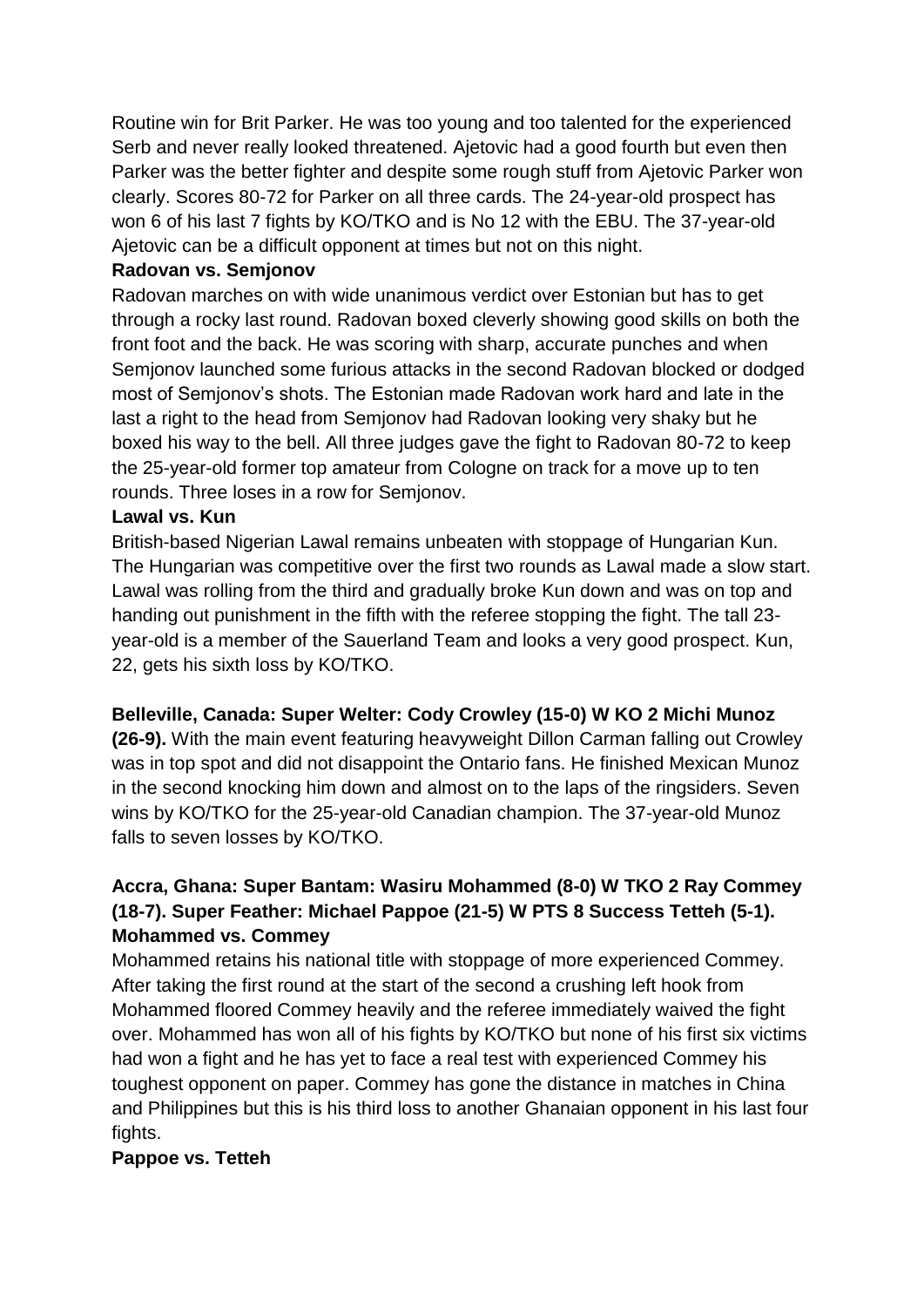Routine win for Brit Parker. He was too young and too talented for the experienced Serb and never really looked threatened. Ajetovic had a good fourth but even then Parker was the better fighter and despite some rough stuff from Ajetovic Parker won clearly. Scores 80-72 for Parker on all three cards. The 24-year-old prospect has won 6 of his last 7 fights by KO/TKO and is No 12 with the EBU. The 37-year-old Ajetovic can be a difficult opponent at times but not on this night.

**Radovan vs. Semjonov**

Radovan marches on with wide unanimous verdict over Estonian but has to get through a rocky last round. Radovan boxed cleverly showing good skills on both the front foot and the back. He was scoring with sharp, accurate punches and when Semjonov launched some furious attacks in the second Radovan blocked or dodged most of Semjonov's shots. The Estonian made Radovan work hard and late in the last a right to the head from Semjonov had Radovan looking very shaky but he boxed his way to the bell. All three judges gave the fight to Radovan 80-72 to keep the 25-year-old former top amateur from Cologne on track for a move up to ten rounds. Three loses in a row for Semjonov.

**Lawal vs. Kun**

British-based Nigerian Lawal remains unbeaten with stoppage of Hungarian Kun. The Hungarian was competitive over the first two rounds as Lawal made a slow start. Lawal was rolling from the third and gradually broke Kun down and was on top and handing out punishment in the fifth with the referee stopping the fight. The tall 23-year-old is a member of the Sauerland Team and looks a very good prospect. Kun, 22, gets his sixth loss by KO/TKO.

**Belleville, Canada: Super Welter: Cody Crowley (15-0) W KO 2 Michi Munoz (26-9).** With the main event featuring heavyweight Dillon Carman falling out Crowley was in top spot and did not disappoint the Ontario fans. He finished Mexican Munoz in the second knocking him down and almost on to the laps of the ringsiders. Seven wins by KO/TKO for the 25-year-old Canadian champion. The 37-year-old Munoz falls to seven losses by KO/TKO.

**Accra, Ghana: Super Bantam: Wasiru Mohammed (8-0) W TKO 2 Ray Commey (18-7). Super Feather: Michael Pappoe (21-5) W PTS 8 Success Tetteh (5-1).**

**Mohammed vs. Commey**

Mohammed retains his national title with stoppage of more experienced Commey. After taking the first round at the start of the second a crushing left hook from Mohammed floored Commey heavily and the referee immediately waived the fight over. Mohammed has won all of his fights by KO/TKO but none of his first six victims had won a fight and he has yet to face a real test with experienced Commey his toughest opponent on paper. Commey has gone the distance in matches in China and Philippines but this is his third loss to another Ghanaian opponent in his last four fights.

**Pappoe vs. Tetteh**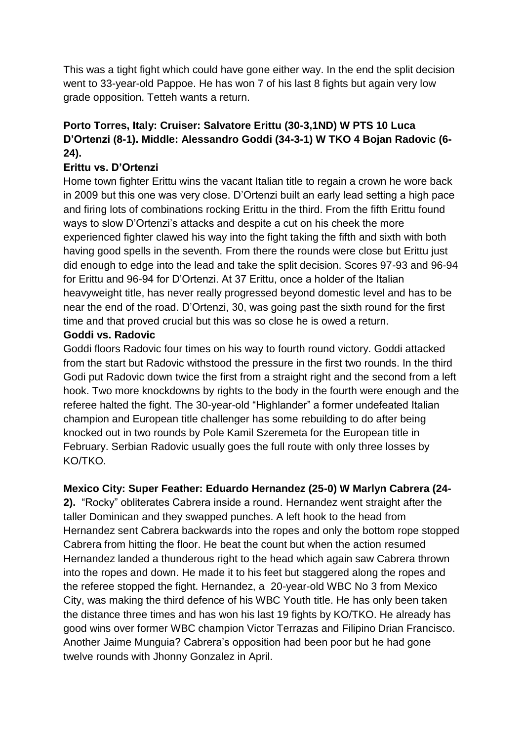This was a tight fight which could have gone either way. In the end the split decision went to 33-year-old Pappoe. He has won 7 of his last 8 fights but again very low grade opposition. Tetteh wants a return.

**Porto Torres, Italy: Cruiser: Salvatore Erittu (30-3,1ND) W PTS 10 Luca D'Ortenzi (8-1). Middle: Alessandro Goddi (34-3-1) W TKO 4 Bojan Radovic (6-24).**

**Erittu vs. D'Ortenzi**

Home town fighter Erittu wins the vacant Italian title to regain a crown he wore back in 2009 but this one was very close. D'Ortenzi built an early lead setting a high pace and firing lots of combinations rocking Erittu in the third. From the fifth Erittu found ways to slow D'Ortenzi's attacks and despite a cut on his cheek the more experienced fighter clawed his way into the fight taking the fifth and sixth with both having good spells in the seventh. From there the rounds were close but Erittu just did enough to edge into the lead and take the split decision. Scores 97-93 and 96-94 for Erittu and 96-94 for D'Ortenzi. At 37 Erittu, once a holder of the Italian heavyweight title, has never really progressed beyond domestic level and has to be near the end of the road. D'Ortenzi, 30, was going past the sixth round for the first time and that proved crucial but this was so close he is owed a return.

**Goddi vs. Radovic**

Goddi floors Radovic four times on his way to fourth round victory. Goddi attacked from the start but Radovic withstood the pressure in the first two rounds. In the third Godi put Radovic down twice the first from a straight right and the second from a left hook. Two more knockdowns by rights to the body in the fourth were enough and the referee halted the fight. The 30-year-old "Highlander" a former undefeated Italian champion and European title challenger has some rebuilding to do after being knocked out in two rounds by Pole Kamil Szeremeta for the European title in February. Serbian Radovic usually goes the full route with only three losses by KO/TKO.

**Mexico City: Super Feather: Eduardo Hernandez (25-0) W Marlyn Cabrera (24-2).** "Rocky" obliterates Cabrera inside a round. Hernandez went straight after the taller Dominican and they swapped punches. A left hook to the head from Hernandez sent Cabrera backwards into the ropes and only the bottom rope stopped Cabrera from hitting the floor. He beat the count but when the action resumed Hernandez landed a thunderous right to the head which again saw Cabrera thrown into the ropes and down. He made it to his feet but staggered along the ropes and the referee stopped the fight. Hernandez, a 20-year-old WBC No 3 from Mexico City, was making the third defence of his WBC Youth title. He has only been taken the distance three times and has won his last 19 fights by KO/TKO. He already has good wins over former WBC champion Victor Terrazas and Filipino Drian Francisco. Another Jaime Munguia? Cabrera's opposition had been poor but he had gone twelve rounds with Jhonny Gonzalez in April.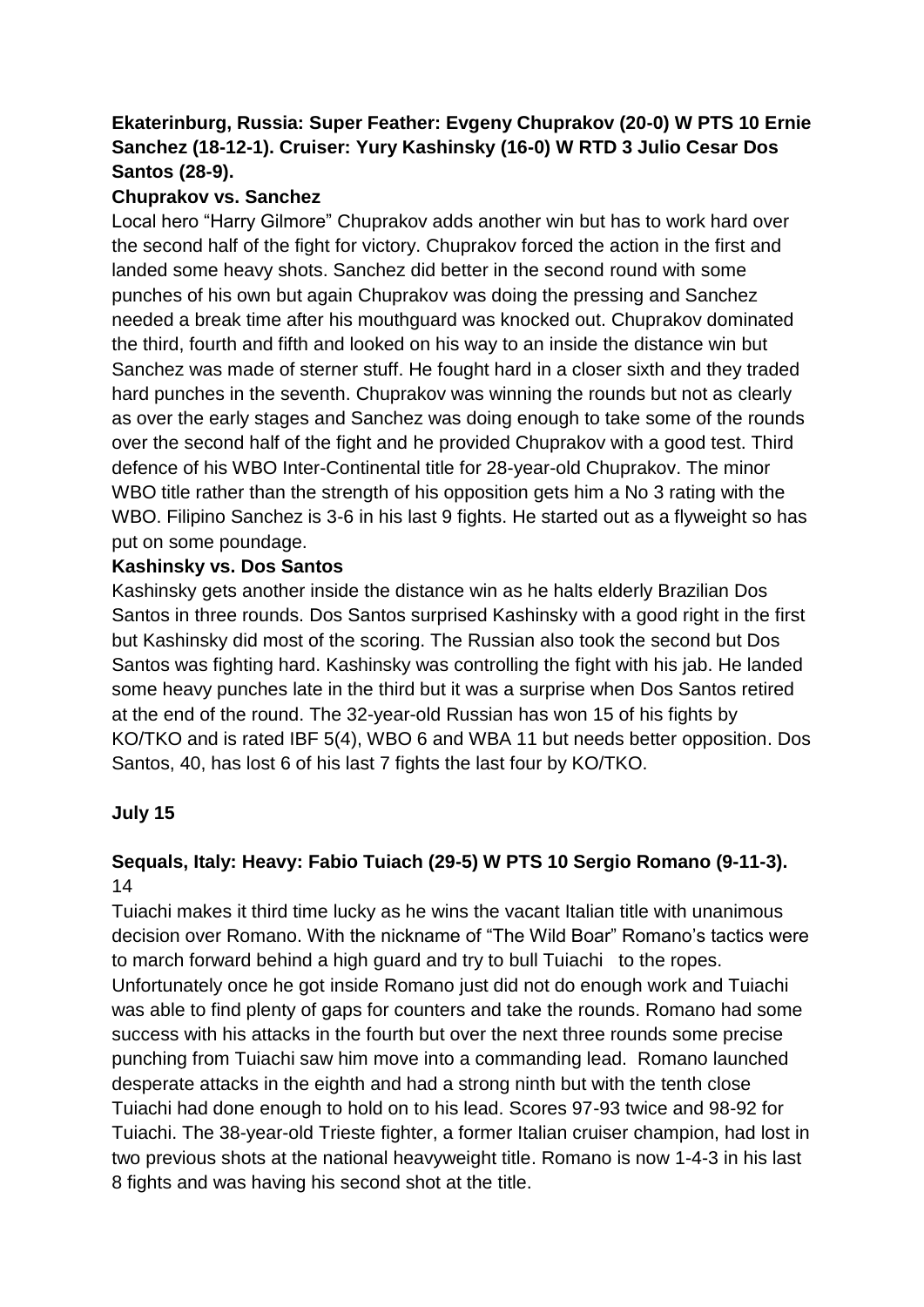**Ekaterinburg, Russia: Super Feather: Evgeny Chuprakov (20-0) W PTS 10 Ernie Sanchez (18-12-1). Cruiser: Yury Kashinsky (16-0) W RTD 3 Julio Cesar Dos Santos (28-9).**

**Chuprakov vs. Sanchez**

Local hero "Harry Gilmore" Chuprakov adds another win but has to work hard over the second half of the fight for victory. Chuprakov forced the action in the first and landed some heavy shots. Sanchez did better in the second round with some punches of his own but again Chuprakov was doing the pressing and Sanchez needed a break time after his mouthguard was knocked out. Chuprakov dominated the third, fourth and fifth and looked on his way to an inside the distance win but Sanchez was made of sterner stuff. He fought hard in a closer sixth and they traded hard punches in the seventh. Chuprakov was winning the rounds but not as clearly as over the early stages and Sanchez was doing enough to take some of the rounds over the second half of the fight and he provided Chuprakov with a good test. Third defence of his WBO Inter-Continental title for 28-year-old Chuprakov. The minor WBO title rather than the strength of his opposition gets him a No 3 rating with the WBO. Filipino Sanchez is 3-6 in his last 9 fights. He started out as a flyweight so has put on some poundage.

**Kashinsky vs. Dos Santos**

Kashinsky gets another inside the distance win as he halts elderly Brazilian Dos Santos in three rounds. Dos Santos surprised Kashinsky with a good right in the first but Kashinsky did most of the scoring. The Russian also took the second but Dos Santos was fighting hard. Kashinsky was controlling the fight with his jab. He landed some heavy punches late in the third but it was a surprise when Dos Santos retired at the end of the round. The 32-year-old Russian has won 15 of his fights by KO/TKO and is rated IBF 5(4), WBO 6 and WBA 11 but needs better opposition. Dos Santos, 40, has lost 6 of his last 7 fights the last four by KO/TKO.

**July 15**

**Sequals, Italy: Heavy: Fabio Tuiach (29-5) W PTS 10 Sergio Romano (9-11-3).**
14

Tuiachi makes it third time lucky as he wins the vacant Italian title with unanimous decision over Romano. With the nickname of "The Wild Boar" Romano's tactics were to march forward behind a high guard and try to bull Tuiachi to the ropes. Unfortunately once he got inside Romano just did not do enough work and Tuiachi was able to find plenty of gaps for counters and take the rounds. Romano had some success with his attacks in the fourth but over the next three rounds some precise punching from Tuiachi saw him move into a commanding lead. Romano launched desperate attacks in the eighth and had a strong ninth but with the tenth close Tuiachi had done enough to hold on to his lead. Scores 97-93 twice and 98-92 for Tuiachi. The 38-year-old Trieste fighter, a former Italian cruiser champion, had lost in two previous shots at the national heavyweight title. Romano is now 1-4-3 in his last 8 fights and was having his second shot at the title.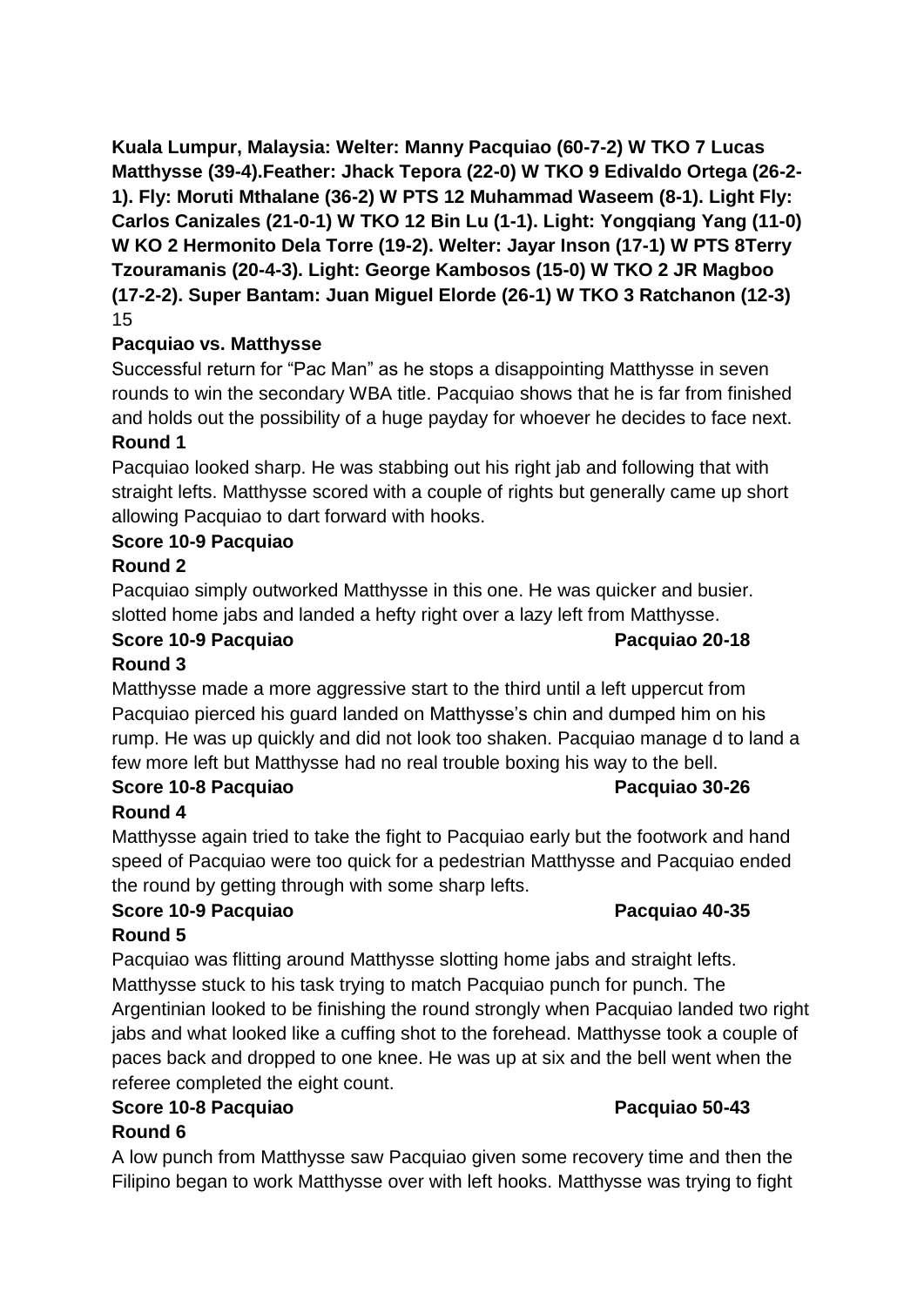**Kuala Lumpur, Malaysia: Welter: Manny Pacquiao (60-7-2) W TKO 7 Lucas Matthysse (39-4).Feather: Jhack Tepora (22-0) W TKO 9 Edivaldo Ortega (26-2-1). Fly: Moruti Mthalane (36-2) W PTS 12 Muhammad Waseem (8-1). Light Fly: Carlos Canizales (21-0-1) W TKO 12 Bin Lu (1-1). Light: Yongqiang Yang (11-0) W KO 2 Hermonito Dela Torre (19-2). Welter: Jayar Inson (17-1) W PTS 8Terry Tzouramanis (20-4-3). Light: George Kambosos (15-0) W TKO 2 JR Magboo (17-2-2). Super Bantam: Juan Miguel Elorde (26-1) W TKO 3 Ratchanon (12-3)**
15

**Pacquiao vs. Matthysse**

Successful return for "Pac Man" as he stops a disappointing Matthysse in seven rounds to win the secondary WBA title. Pacquiao shows that he is far from finished and holds out the possibility of a huge payday for whoever he decides to face next.

**Round 1**

Pacquiao looked sharp. He was stabbing out his right jab and following that with straight lefts. Matthysse scored with a couple of rights but generally came up short allowing Pacquiao to dart forward with hooks.

**Score 10-9 Pacquiao**

**Round 2**

Pacquiao simply outworked Matthysse in this one. He was quicker and busier. slotted home jabs and landed a hefty right over a lazy left from Matthysse.

**Score 10-9 Pacquiao** **Pacquiao 20-18**

**Round 3**

Matthysse made a more aggressive start to the third until a left uppercut from Pacquiao pierced his guard landed on Matthysse's chin and dumped him on his rump. He was up quickly and did not look too shaken. Pacquiao manage d to land a few more left but Matthysse had no real trouble boxing his way to the bell.

**Score 10-8 Pacquiao** **Pacquiao 30-26**

**Round 4**

Matthysse again tried to take the fight to Pacquiao early but the footwork and hand speed of Pacquiao were too quick for a pedestrian Matthysse and Pacquiao ended the round by getting through with some sharp lefts.

**Score 10-9 Pacquiao** **Pacquiao 40-35**

**Round 5**

Pacquiao was flitting around Matthysse slotting home jabs and straight lefts. Matthysse stuck to his task trying to match Pacquiao punch for punch. The Argentinian looked to be finishing the round strongly when Pacquiao landed two right jabs and what looked like a cuffing shot to the forehead. Matthysse took a couple of paces back and dropped to one knee. He was up at six and the bell went when the referee completed the eight count.

**Score 10-8 Pacquiao** **Pacquiao 50-43**

**Round 6**

A low punch from Matthysse saw Pacquiao given some recovery time and then the Filipino began to work Matthysse over with left hooks. Matthysse was trying to fight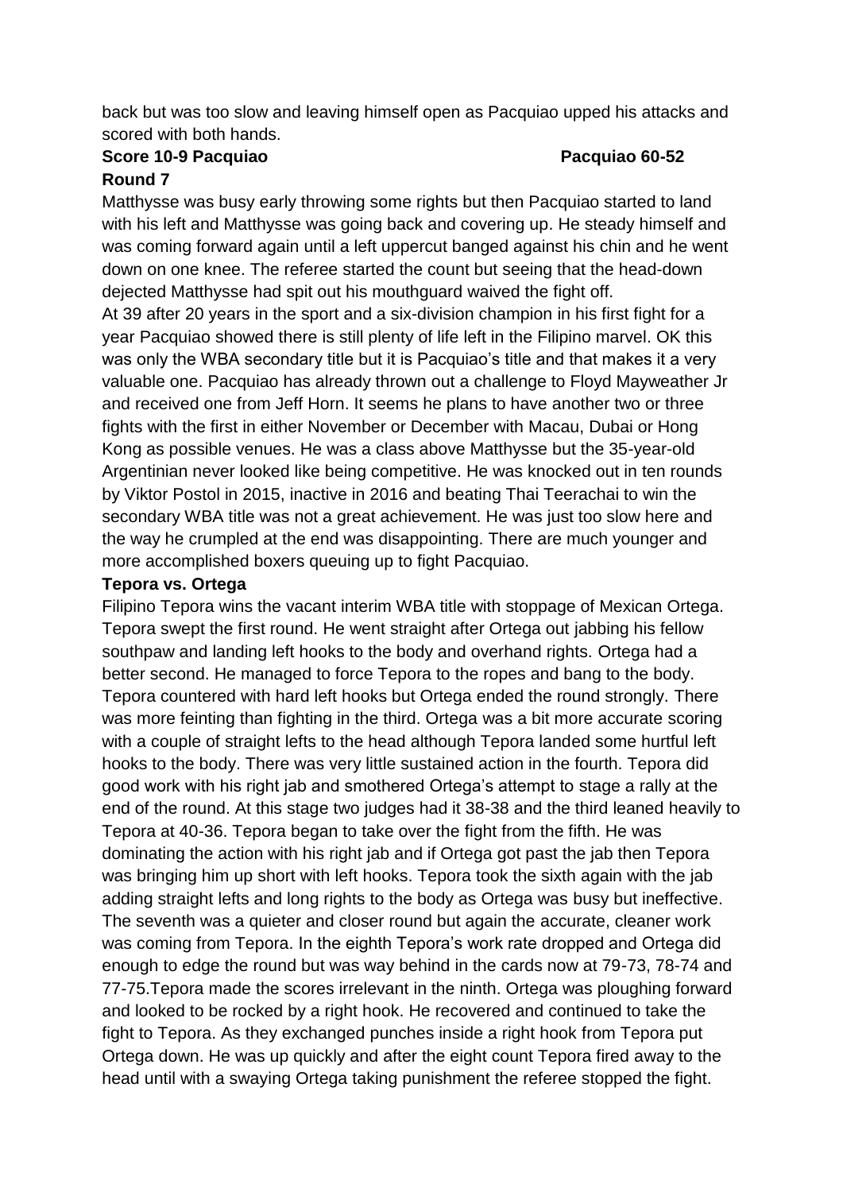back but was too slow and leaving himself open as Pacquiao upped his attacks and scored with both hands.

**Score 10-9 Pacquiao Pacquiao 60-52**

**Round 7**

Matthysse was busy early throwing some rights but then Pacquiao started to land with his left and Matthysse was going back and covering up. He steady himself and was coming forward again until a left uppercut banged against his chin and he went down on one knee. The referee started the count but seeing that the head-down dejected Matthysse had spit out his mouthguard waived the fight off.

At 39 after 20 years in the sport and a six-division champion in his first fight for a year Pacquiao showed there is still plenty of life left in the Filipino marvel. OK this was only the WBA secondary title but it is Pacquiao's title and that makes it a very valuable one. Pacquiao has already thrown out a challenge to Floyd Mayweather Jr and received one from Jeff Horn. It seems he plans to have another two or three fights with the first in either November or December with Macau, Dubai or Hong Kong as possible venues. He was a class above Matthysse but the 35-year-old Argentinian never looked like being competitive. He was knocked out in ten rounds by Viktor Postol in 2015, inactive in 2016 and beating Thai Teerachai to win the secondary WBA title was not a great achievement. He was just too slow here and the way he crumpled at the end was disappointing. There are much younger and more accomplished boxers queuing up to fight Pacquiao.

**Tepora vs. Ortega**

Filipino Tepora wins the vacant interim WBA title with stoppage of Mexican Ortega. Tepora swept the first round. He went straight after Ortega out jabbing his fellow southpaw and landing left hooks to the body and overhand rights. Ortega had a better second. He managed to force Tepora to the ropes and bang to the body. Tepora countered with hard left hooks but Ortega ended the round strongly. There was more feinting than fighting in the third. Ortega was a bit more accurate scoring with a couple of straight lefts to the head although Tepora landed some hurtful left hooks to the body. There was very little sustained action in the fourth. Tepora did good work with his right jab and smothered Ortega's attempt to stage a rally at the end of the round. At this stage two judges had it 38-38 and the third leaned heavily to Tepora at 40-36. Tepora began to take over the fight from the fifth. He was dominating the action with his right jab and if Ortega got past the jab then Tepora was bringing him up short with left hooks. Tepora took the sixth again with the jab adding straight lefts and long rights to the body as Ortega was busy but ineffective. The seventh was a quieter and closer round but again the accurate, cleaner work was coming from Tepora. In the eighth Tepora's work rate dropped and Ortega did enough to edge the round but was way behind in the cards now at 79-73, 78-74 and 77-75.Tepora made the scores irrelevant in the ninth. Ortega was ploughing forward and looked to be rocked by a right hook. He recovered and continued to take the fight to Tepora. As they exchanged punches inside a right hook from Tepora put Ortega down. He was up quickly and after the eight count Tepora fired away to the head until with a swaying Ortega taking punishment the referee stopped the fight.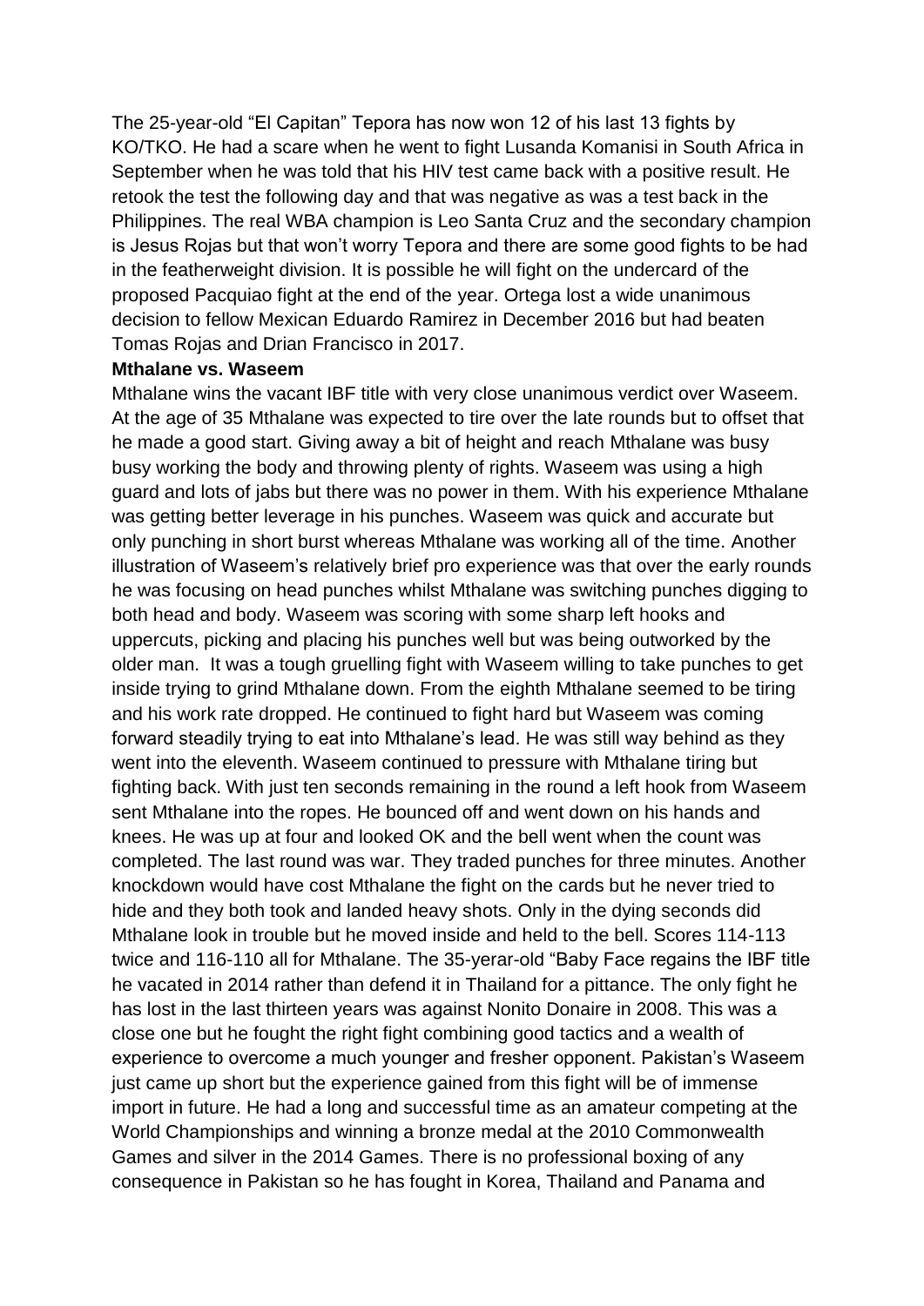The 25-year-old "El Capitan" Tepora has now won 12 of his last 13 fights by KO/TKO. He had a scare when he went to fight Lusanda Komanisi in South Africa in September when he was told that his HIV test came back with a positive result. He retook the test the following day and that was negative as was a test back in the Philippines. The real WBA champion is Leo Santa Cruz and the secondary champion is Jesus Rojas but that won't worry Tepora and there are some good fights to be had in the featherweight division. It is possible he will fight on the undercard of the proposed Pacquiao fight at the end of the year. Ortega lost a wide unanimous decision to fellow Mexican Eduardo Ramirez in December 2016 but had beaten Tomas Rojas and Drian Francisco in 2017.

**Mthalane vs. Waseem**

Mthalane wins the vacant IBF title with very close unanimous verdict over Waseem. At the age of 35 Mthalane was expected to tire over the late rounds but to offset that he made a good start. Giving away a bit of height and reach Mthalane was busy busy working the body and throwing plenty of rights. Waseem was using a high guard and lots of jabs but there was no power in them. With his experience Mthalane was getting better leverage in his punches. Waseem was quick and accurate but only punching in short burst whereas Mthalane was working all of the time. Another illustration of Waseem's relatively brief pro experience was that over the early rounds he was focusing on head punches whilst Mthalane was switching punches digging to both head and body. Waseem was scoring with some sharp left hooks and uppercuts, picking and placing his punches well but was being outworked by the older man. It was a tough gruelling fight with Waseem willing to take punches to get inside trying to grind Mthalane down. From the eighth Mthalane seemed to be tiring and his work rate dropped. He continued to fight hard but Waseem was coming forward steadily trying to eat into Mthalane's lead. He was still way behind as they went into the eleventh. Waseem continued to pressure with Mthalane tiring but fighting back. With just ten seconds remaining in the round a left hook from Waseem sent Mthalane into the ropes. He bounced off and went down on his hands and knees. He was up at four and looked OK and the bell went when the count was completed. The last round was war. They traded punches for three minutes. Another knockdown would have cost Mthalane the fight on the cards but he never tried to hide and they both took and landed heavy shots. Only in the dying seconds did Mthalane look in trouble but he moved inside and held to the bell. Scores 114-113 twice and 116-110 all for Mthalane. The 35-yerar-old "Baby Face regains the IBF title he vacated in 2014 rather than defend it in Thailand for a pittance. The only fight he has lost in the last thirteen years was against Nonito Donaire in 2008. This was a close one but he fought the right fight combining good tactics and a wealth of experience to overcome a much younger and fresher opponent. Pakistan's Waseem just came up short but the experience gained from this fight will be of immense import in future. He had a long and successful time as an amateur competing at the World Championships and winning a bronze medal at the 2010 Commonwealth Games and silver in the 2014 Games. There is no professional boxing of any consequence in Pakistan so he has fought in Korea, Thailand and Panama and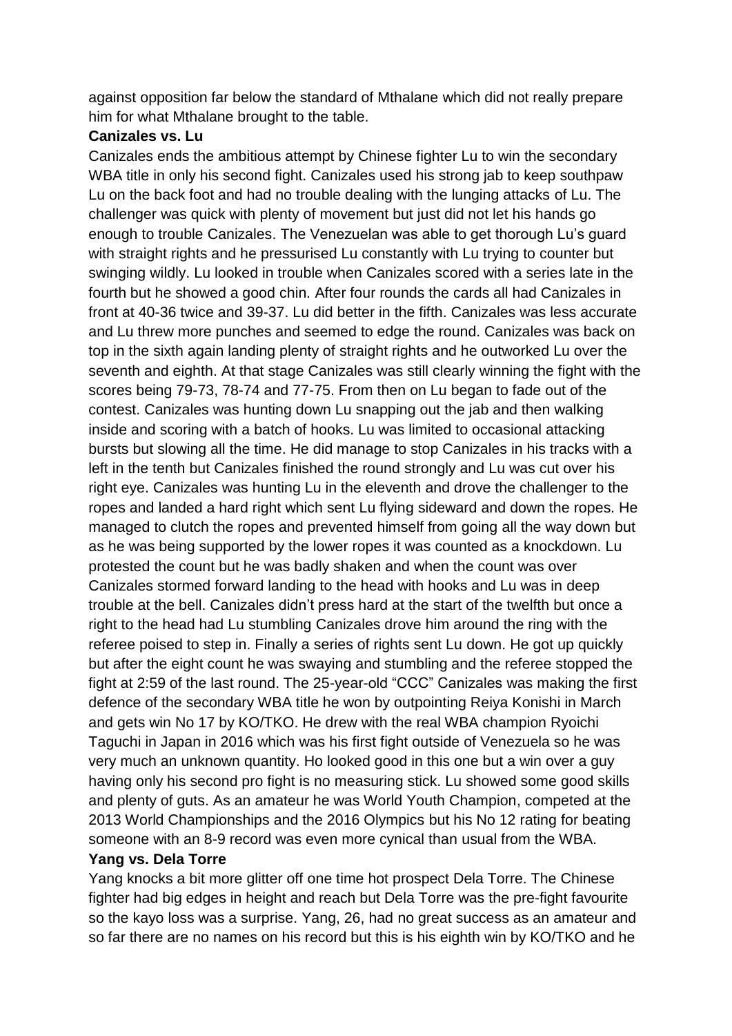against opposition far below the standard of Mthalane which did not really prepare him for what Mthalane brought to the table.

**Canizales vs. Lu**

Canizales ends the ambitious attempt by Chinese fighter Lu to win the secondary WBA title in only his second fight. Canizales used his strong jab to keep southpaw Lu on the back foot and had no trouble dealing with the lunging attacks of Lu. The challenger was quick with plenty of movement but just did not let his hands go enough to trouble Canizales. The Venezuelan was able to get thorough Lu's guard with straight rights and he pressurised Lu constantly with Lu trying to counter but swinging wildly. Lu looked in trouble when Canizales scored with a series late in the fourth but he showed a good chin. After four rounds the cards all had Canizales in front at 40-36 twice and 39-37. Lu did better in the fifth. Canizales was less accurate and Lu threw more punches and seemed to edge the round. Canizales was back on top in the sixth again landing plenty of straight rights and he outworked Lu over the seventh and eighth. At that stage Canizales was still clearly winning the fight with the scores being 79-73, 78-74 and 77-75. From then on Lu began to fade out of the contest. Canizales was hunting down Lu snapping out the jab and then walking inside and scoring with a batch of hooks. Lu was limited to occasional attacking bursts but slowing all the time. He did manage to stop Canizales in his tracks with a left in the tenth but Canizales finished the round strongly and Lu was cut over his right eye. Canizales was hunting Lu in the eleventh and drove the challenger to the ropes and landed a hard right which sent Lu flying sideward and down the ropes. He managed to clutch the ropes and prevented himself from going all the way down but as he was being supported by the lower ropes it was counted as a knockdown. Lu protested the count but he was badly shaken and when the count was over Canizales stormed forward landing to the head with hooks and Lu was in deep trouble at the bell. Canizales didn't press hard at the start of the twelfth but once a right to the head had Lu stumbling Canizales drove him around the ring with the referee poised to step in. Finally a series of rights sent Lu down. He got up quickly but after the eight count he was swaying and stumbling and the referee stopped the fight at 2:59 of the last round. The 25-year-old "CCC" Canizales was making the first defence of the secondary WBA title he won by outpointing Reiya Konishi in March and gets win No 17 by KO/TKO. He drew with the real WBA champion Ryoichi Taguchi in Japan in 2016 which was his first fight outside of Venezuela so he was very much an unknown quantity. Ho looked good in this one but a win over a guy having only his second pro fight is no measuring stick. Lu showed some good skills and plenty of guts. As an amateur he was World Youth Champion, competed at the 2013 World Championships and the 2016 Olympics but his No 12 rating for beating someone with an 8-9 record was even more cynical than usual from the WBA.

**Yang vs. Dela Torre**

Yang knocks a bit more glitter off one time hot prospect Dela Torre. The Chinese fighter had big edges in height and reach but Dela Torre was the pre-fight favourite so the kayo loss was a surprise. Yang, 26, had no great success as an amateur and so far there are no names on his record but this is his eighth win by KO/TKO and he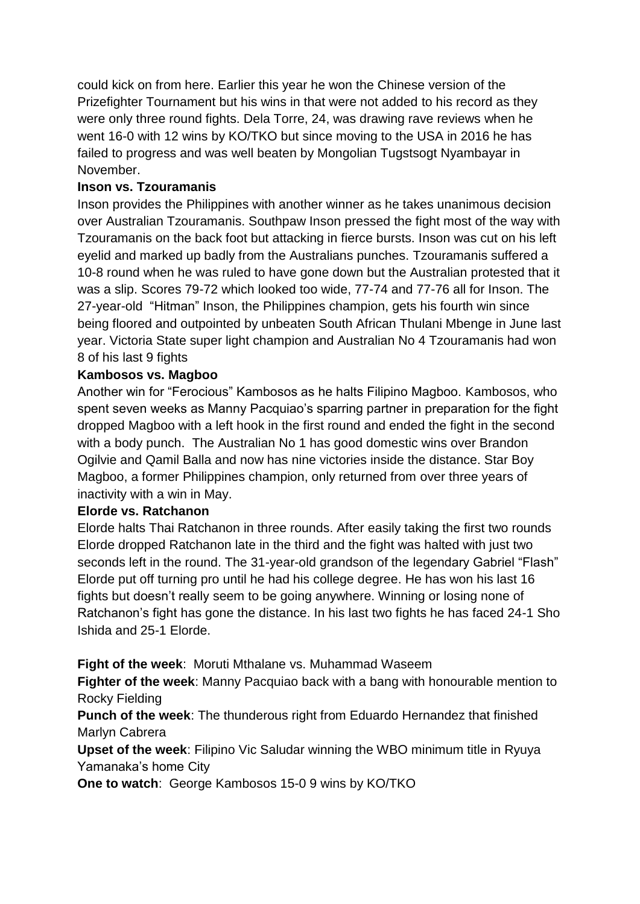could kick on from here. Earlier this year he won the Chinese version of the Prizefighter Tournament but his wins in that were not added to his record as they were only three round fights. Dela Torre, 24, was drawing rave reviews when he went 16-0 with 12 wins by KO/TKO but since moving to the USA in 2016 he has failed to progress and was well beaten by Mongolian Tugstsogt Nyambayar in November.

**Inson vs. Tzouramanis**

Inson provides the Philippines with another winner as he takes unanimous decision over Australian Tzouramanis. Southpaw Inson pressed the fight most of the way with Tzouramanis on the back foot but attacking in fierce bursts. Inson was cut on his left eyelid and marked up badly from the Australians punches. Tzouramanis suffered a 10-8 round when he was ruled to have gone down but the Australian protested that it was a slip. Scores 79-72 which looked too wide, 77-74 and 77-76 all for Inson. The 27-year-old "Hitman" Inson, the Philippines champion, gets his fourth win since being floored and outpointed by unbeaten South African Thulani Mbenge in June last year. Victoria State super light champion and Australian No 4 Tzouramanis had won 8 of his last 9 fights

**Kambosos vs. Magboo**

Another win for "Ferocious" Kambosos as he halts Filipino Magboo. Kambosos, who spent seven weeks as Manny Pacquiao's sparring partner in preparation for the fight dropped Magboo with a left hook in the first round and ended the fight in the second with a body punch. The Australian No 1 has good domestic wins over Brandon Ogilvie and Qamil Balla and now has nine victories inside the distance. Star Boy Magboo, a former Philippines champion, only returned from over three years of inactivity with a win in May.

**Elorde vs. Ratchanon**

Elorde halts Thai Ratchanon in three rounds. After easily taking the first two rounds Elorde dropped Ratchanon late in the third and the fight was halted with just two seconds left in the round. The 31-year-old grandson of the legendary Gabriel "Flash" Elorde put off turning pro until he had his college degree. He has won his last 16 fights but doesn't really seem to be going anywhere. Winning or losing none of Ratchanon's fight has gone the distance. In his last two fights he has faced 24-1 Sho Ishida and 25-1 Elorde.

**Fight of the week**: Moruti Mthalane vs. Muhammad Waseem

**Fighter of the week**: Manny Pacquiao back with a bang with honourable mention to Rocky Fielding

**Punch of the week**: The thunderous right from Eduardo Hernandez that finished Marlyn Cabrera

**Upset of the week**: Filipino Vic Saludar winning the WBO minimum title in Ryuya Yamanaka's home City

**One to watch**: George Kambosos 15-0 9 wins by KO/TKO